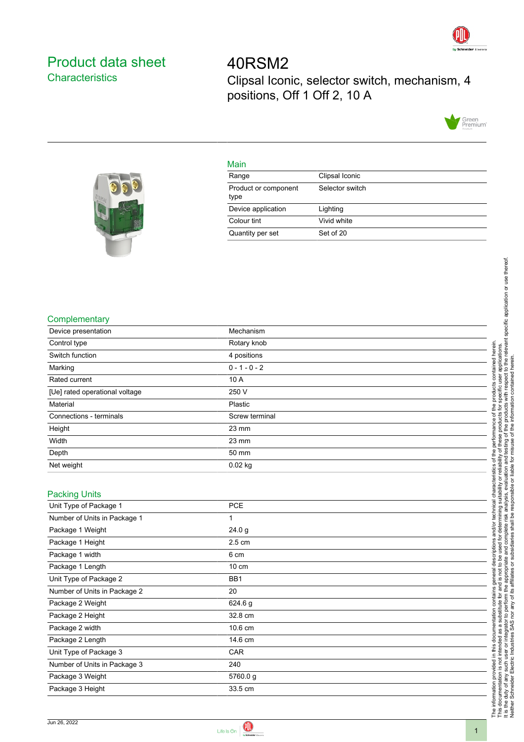# Product data sheet
## Characteristics

# 40RSM2

Clipsal Iconic, selector switch, mechanism, 4 positions, Off 1 Off 2, 10 A

### Main

| | |
|---|---|
| Range | Clipsal Iconic |
| Product or component type | Selector switch |
| Device application | Lighting |
| Colour tint | Vivid white |
| Quantity per set | Set of 20 |

### Complementary

| | |
|---|---|
| Device presentation | Mechanism |
| Control type | Rotary knob |
| Switch function | 4 positions |
| Marking | 0 - 1 - 0 - 2 |
| Rated current | 10 A |
| [Ue] rated operational voltage | 250 V |
| Material | Plastic |
| Connections - terminals | Screw terminal |
| Height | 23 mm |
| Width | 23 mm |
| Depth | 50 mm |
| Net weight | 0.02 kg |

### Packing Units

| | |
|---|---|
| Unit Type of Package 1 | PCE |
| Number of Units in Package 1 | 1 |
| Package 1 Weight | 24.0 g |
| Package 1 Height | 2.5 cm |
| Package 1 width | 6 cm |
| Package 1 Length | 10 cm |
| Unit Type of Package 2 | BB1 |
| Number of Units in Package 2 | 20 |
| Package 2 Weight | 624.6 g |
| Package 2 Height | 32.8 cm |
| Package 2 width | 10.6 cm |
| Package 2 Length | 14.6 cm |
| Unit Type of Package 3 | CAR |
| Number of Units in Package 3 | 240 |
| Package 3 Weight | 5760.0 g |
| Package 3 Height | 33.5 cm |

The information provided in this documentation contains general descriptions and/or technical characteristics of the performance of the products contained herein. This documentation is not intended as a substitute for and is not to be used for determining suitability or reliability of these products for specific user applications. It is the duty of any such user or integrator to perform the appropriate and complete risk analysis, evaluation and testing of the products with respect to the relevant specific application or use thereof. Neither Schneider Electric Industries SAS nor any of its affiliates or subsidiaries shall be responsible or liable for misuse of the information contained herein.

Jun 26, 2022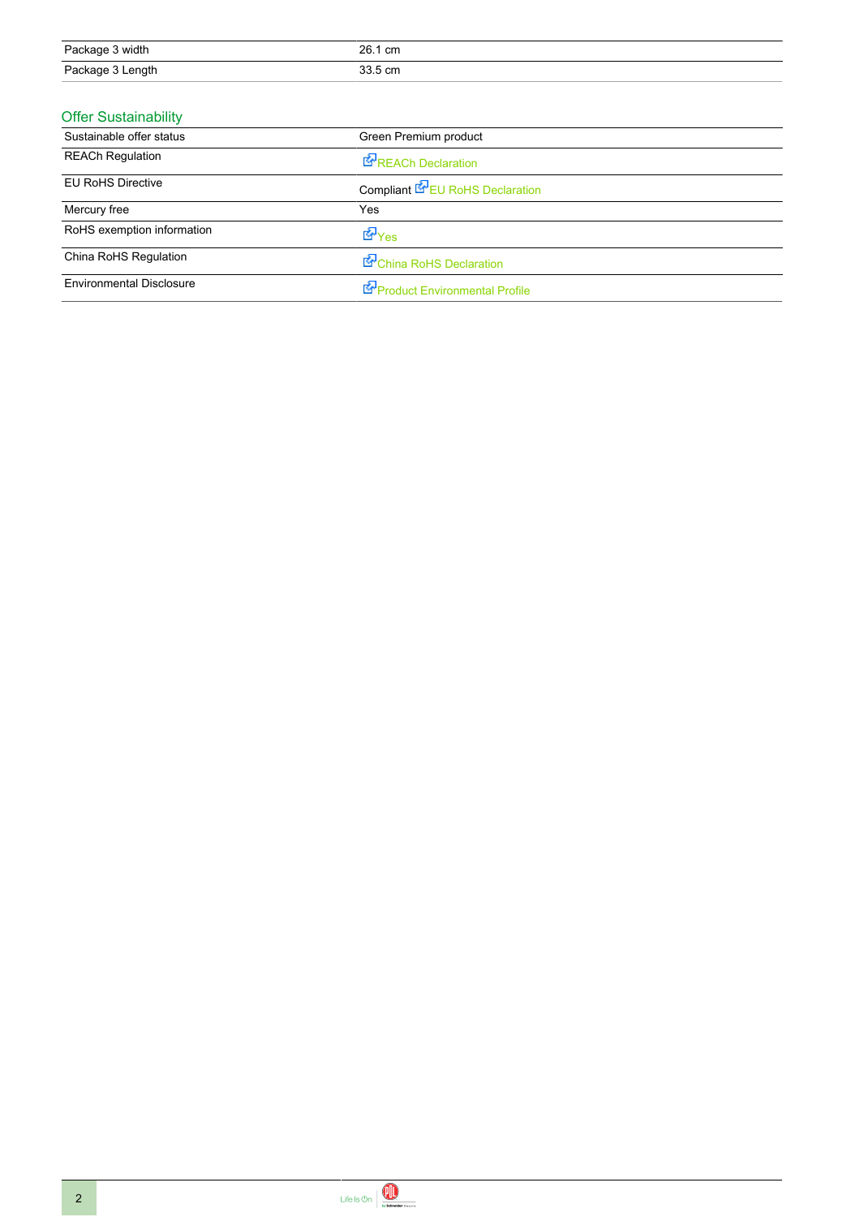| | |
|---|---|
| Package 3 width | 26.1 cm |
| Package 3 Length | 33.5 cm |

## Offer Sustainability

| | |
|---|---|
| Sustainable offer status | Green Premium product |
| REACh Regulation | REACh Declaration |
| EU RoHS Directive | Compliant EU RoHS Declaration |
| Mercury free | Yes |
| RoHS exemption information | Yes |
| China RoHS Regulation | China RoHS Declaration |
| Environmental Disclosure | Product Environmental Profile |